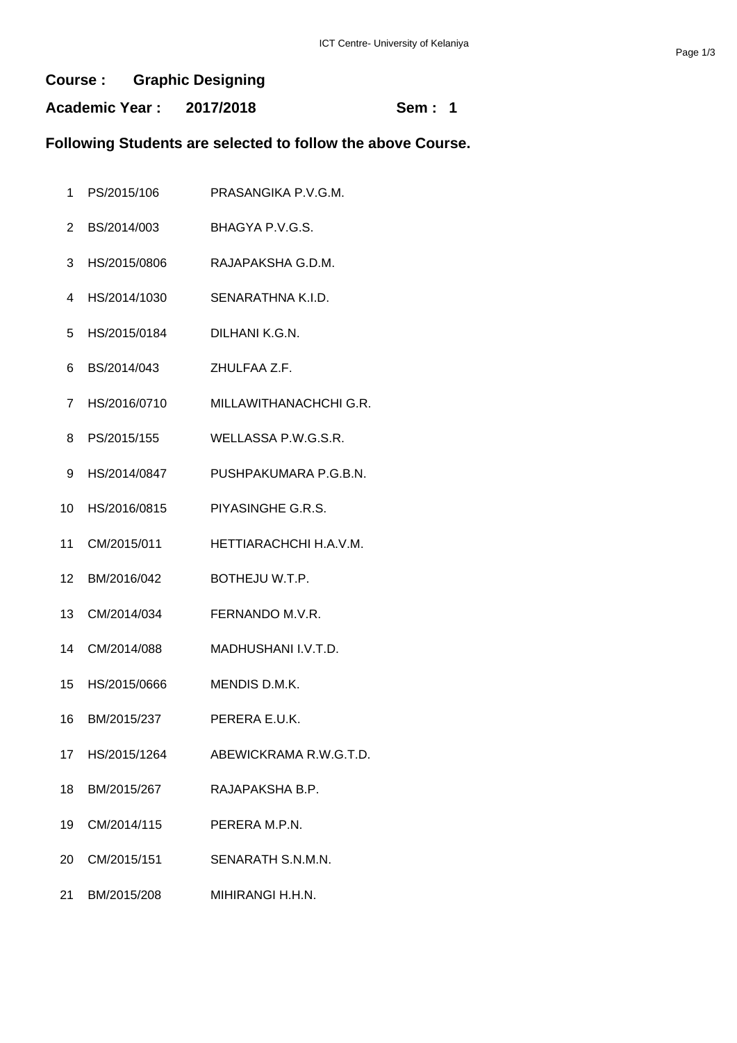**Course : Graphic Designing**

**Academic Year : 2017/2018 Sem : 1**

**Following Students are selected to follow the above Course.**

| | | |
|---|---|---|
| 1 | PS/2015/106 | PRASANGIKA P.V.G.M. |
| 2 | BS/2014/003 | BHAGYA P.V.G.S. |
| 3 | HS/2015/0806 | RAJAPAKSHA G.D.M. |
| 4 | HS/2014/1030 | SENARATHNA K.I.D. |
| 5 | HS/2015/0184 | DILHANI K.G.N. |
| 6 | BS/2014/043 | ZHULFAA Z.F. |
| 7 | HS/2016/0710 | MILLAWITHANACHCHI G.R. |
| 8 | PS/2015/155 | WELLASSA P.W.G.S.R. |
| 9 | HS/2014/0847 | PUSHPAKUMARA P.G.B.N. |
| 10 | HS/2016/0815 | PIYASINGHE G.R.S. |
| 11 | CM/2015/011 | HETTIARACHCHI H.A.V.M. |
| 12 | BM/2016/042 | BOTHEJU W.T.P. |
| 13 | CM/2014/034 | FERNANDO M.V.R. |
| 14 | CM/2014/088 | MADHUSHANI I.V.T.D. |
| 15 | HS/2015/0666 | MENDIS D.M.K. |
| 16 | BM/2015/237 | PERERA E.U.K. |
| 17 | HS/2015/1264 | ABEWICKRAMA R.W.G.T.D. |
| 18 | BM/2015/267 | RAJAPAKSHA B.P. |
| 19 | CM/2014/115 | PERERA M.P.N. |
| 20 | CM/2015/151 | SENARATH S.N.M.N. |
| 21 | BM/2015/208 | MIHIRANGI H.H.N. |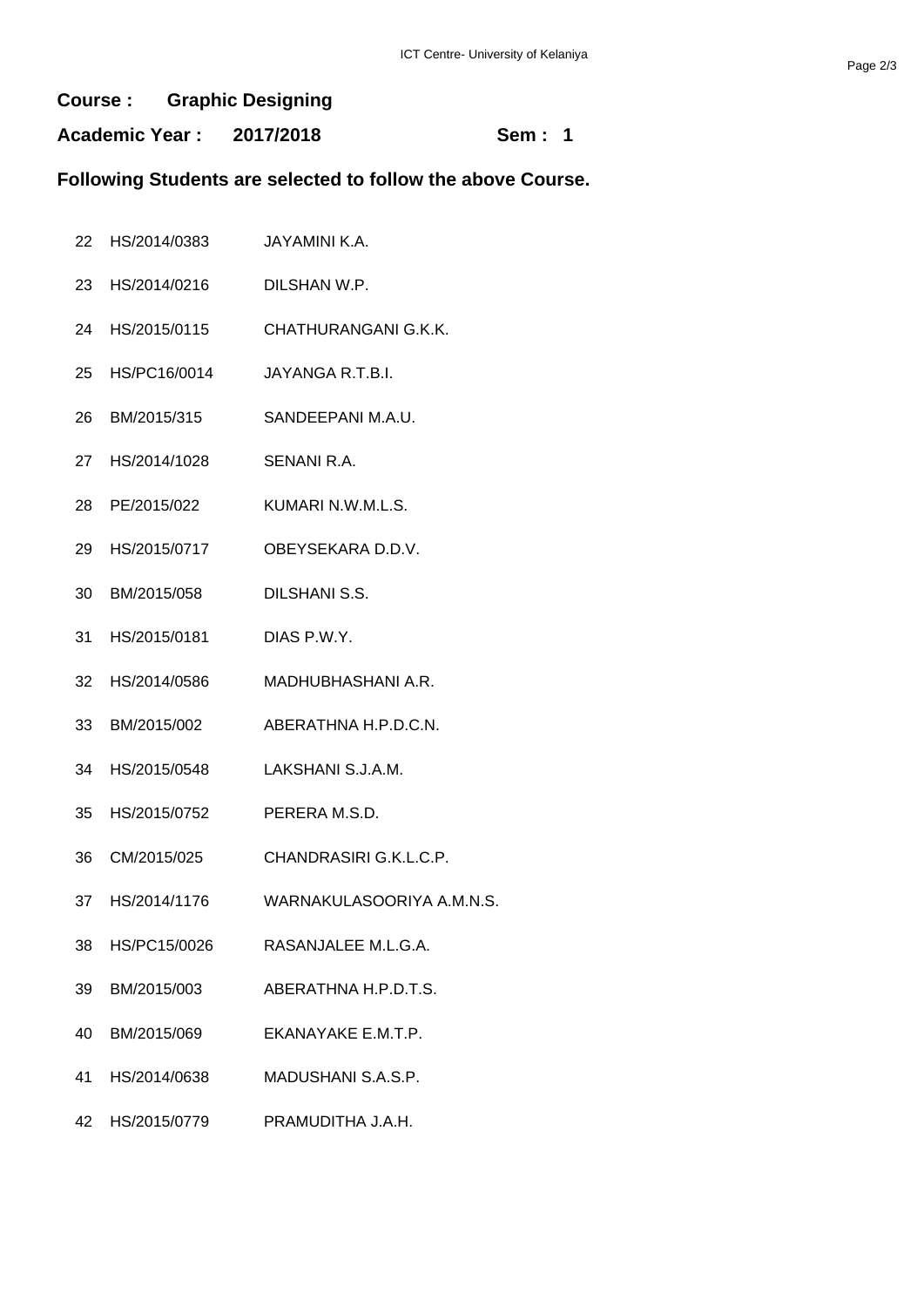**Course : Graphic Designing**

**Academic Year : 2017/2018 Sem : 1**

**Following Students are selected to follow the above Course.**

| | | |
|---|---|---|
| 22 | HS/2014/0383 | JAYAMINI K.A. |
| 23 | HS/2014/0216 | DILSHAN W.P. |
| 24 | HS/2015/0115 | CHATHURANGANI G.K.K. |
| 25 | HS/PC16/0014 | JAYANGA R.T.B.I. |
| 26 | BM/2015/315 | SANDEEPANI M.A.U. |
| 27 | HS/2014/1028 | SENANI R.A. |
| 28 | PE/2015/022 | KUMARI N.W.M.L.S. |
| 29 | HS/2015/0717 | OBEYSEKARA D.D.V. |
| 30 | BM/2015/058 | DILSHANI S.S. |
| 31 | HS/2015/0181 | DIAS P.W.Y. |
| 32 | HS/2014/0586 | MADHUBHASHANI A.R. |
| 33 | BM/2015/002 | ABERATHNA H.P.D.C.N. |
| 34 | HS/2015/0548 | LAKSHANI S.J.A.M. |
| 35 | HS/2015/0752 | PERERA M.S.D. |
| 36 | CM/2015/025 | CHANDRASIRI G.K.L.C.P. |
| 37 | HS/2014/1176 | WARNAKULASOORIYA A.M.N.S. |
| 38 | HS/PC15/0026 | RASANJALEE M.L.G.A. |
| 39 | BM/2015/003 | ABERATHNA H.P.D.T.S. |
| 40 | BM/2015/069 | EKANAYAKE E.M.T.P. |
| 41 | HS/2014/0638 | MADUSHANI S.A.S.P. |
| 42 | HS/2015/0779 | PRAMUDITHA J.A.H. |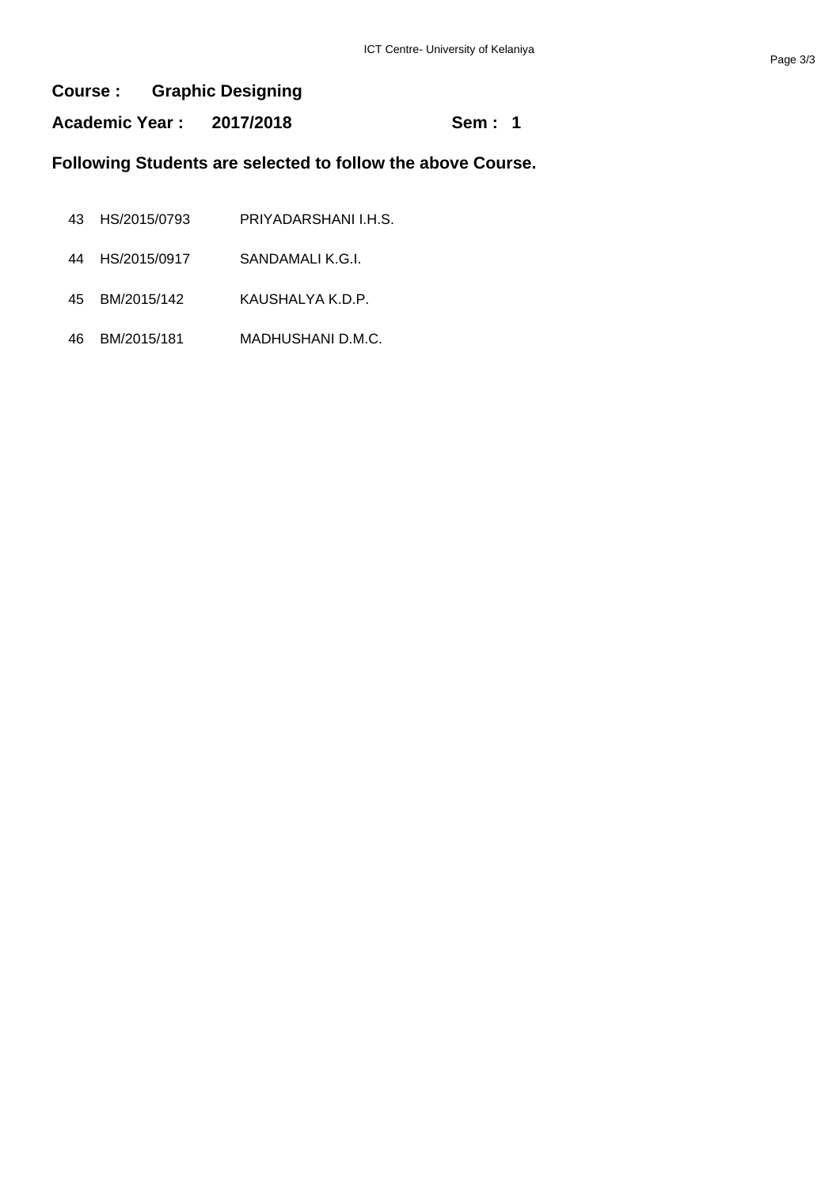**Course : Graphic Designing**

**Academic Year : 2017/2018 Sem : 1**

**Following Students are selected to follow the above Course.**

| | | |
|---|---|---|
| 43 | HS/2015/0793 | PRIYADARSHANI I.H.S. |
| 44 | HS/2015/0917 | SANDAMALI K.G.I. |
| 45 | BM/2015/142 | KAUSHALYA K.D.P. |
| 46 | BM/2015/181 | MADHUSHANI D.M.C. |